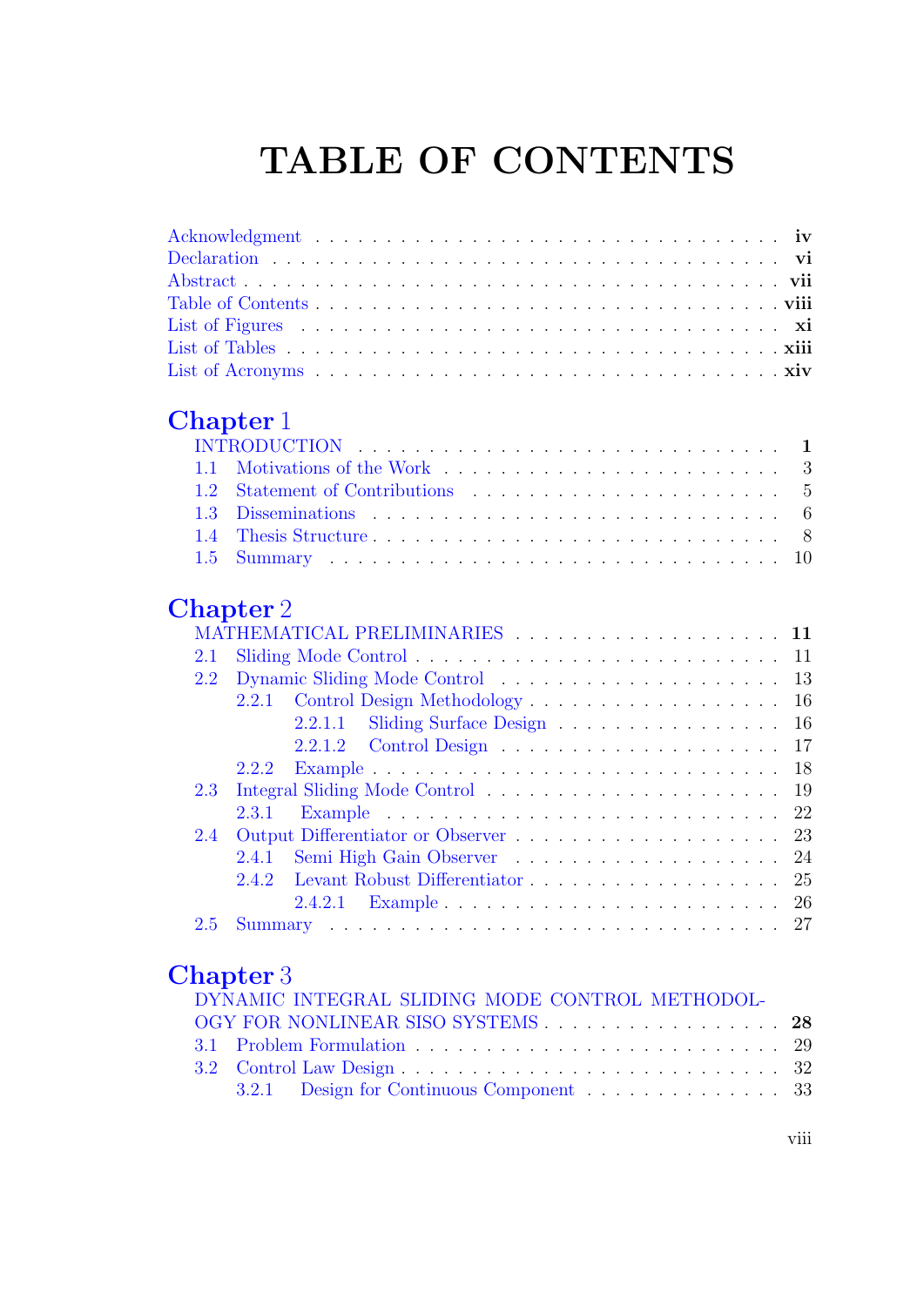# TABLE OF CONTENTS

Acknowledgment . . . . . . . . . . . . . . . . . . . . . . . . . . . . . . . . **iv**
Declaration . . . . . . . . . . . . . . . . . . . . . . . . . . . . . . . . . **vi**
Abstract . . . . . . . . . . . . . . . . . . . . . . . . . . . . . . . . . . **vii**
Table of Contents . . . . . . . . . . . . . . . . . . . . . . . . . . . . . **viii**
List of Figures . . . . . . . . . . . . . . . . . . . . . . . . . . . . . . . **xi**
List of Tables . . . . . . . . . . . . . . . . . . . . . . . . . . . . . . . **xiii**
List of Acronyms . . . . . . . . . . . . . . . . . . . . . . . . . . . . . . **xiv**

## Chapter 1

INTRODUCTION . . . . . . . . . . . . . . . . . . . . . . . . . . . . . **1**
- 1.1 Motivations of the Work . . . . . . . . . . . . . . . . . . . . . . 3
- 1.2 Statement of Contributions . . . . . . . . . . . . . . . . . . . . 5
- 1.3 Disseminations . . . . . . . . . . . . . . . . . . . . . . . . . . . 6
- 1.4 Thesis Structure . . . . . . . . . . . . . . . . . . . . . . . . . . 8
- 1.5 Summary . . . . . . . . . . . . . . . . . . . . . . . . . . . . . . 10

## Chapter 2

MATHEMATICAL PRELIMINARIES . . . . . . . . . . . . . . . . . . . **11**
- 2.1 Sliding Mode Control . . . . . . . . . . . . . . . . . . . . . . . . 11
- 2.2 Dynamic Sliding Mode Control . . . . . . . . . . . . . . . . . . . 13
  - 2.2.1 Control Design Methodology . . . . . . . . . . . . . . . . . 16
    - 2.2.1.1 Sliding Surface Design . . . . . . . . . . . . . . . . 16
    - 2.2.1.2 Control Design . . . . . . . . . . . . . . . . . . . . 17
  - 2.2.2 Example . . . . . . . . . . . . . . . . . . . . . . . . . . . 18
- 2.3 Integral Sliding Mode Control . . . . . . . . . . . . . . . . . . . 19
  - 2.3.1 Example . . . . . . . . . . . . . . . . . . . . . . . . . . . 22
- 2.4 Output Differentiator or Observer . . . . . . . . . . . . . . . . . 23
  - 2.4.1 Semi High Gain Observer . . . . . . . . . . . . . . . . . . 24
  - 2.4.2 Levant Robust Differentiator . . . . . . . . . . . . . . . . . 25
    - 2.4.2.1 Example . . . . . . . . . . . . . . . . . . . . . . . . 26
- 2.5 Summary . . . . . . . . . . . . . . . . . . . . . . . . . . . . . . 27

## Chapter 3

DYNAMIC INTEGRAL SLIDING MODE CONTROL METHODOLOGY FOR NONLINEAR SISO SYSTEMS . . . . . . . . . . . . . . . . . **28**
- 3.1 Problem Formulation . . . . . . . . . . . . . . . . . . . . . . . . 29
- 3.2 Control Law Design . . . . . . . . . . . . . . . . . . . . . . . . . 32
  - 3.2.1 Design for Continuous Component . . . . . . . . . . . . . . 33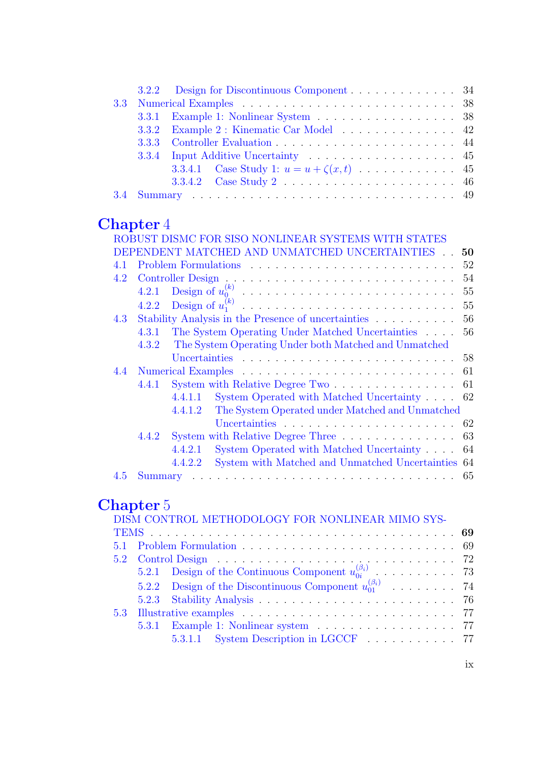3.2.2 Design for Discontinuous Component . . . . . . . . . . . . . 34

3.3 Numerical Examples . . . . . . . . . . . . . . . . . . . . . . . . . . 38

3.3.1 Example 1: Nonlinear System . . . . . . . . . . . . . . . . 38

3.3.2 Example 2 : Kinematic Car Model . . . . . . . . . . . . . . 42

3.3.3 Controller Evaluation . . . . . . . . . . . . . . . . . . . . . 44

3.3.4 Input Additive Uncertainty . . . . . . . . . . . . . . . . . . 45

3.3.4.1 Case Study 1: $u = u + \zeta(x,t)$ . . . . . . . . . . . 45

3.3.4.2 Case Study 2 . . . . . . . . . . . . . . . . . . . . . 46

3.4 Summary . . . . . . . . . . . . . . . . . . . . . . . . . . . . . . . 49

## Chapter 4

ROBUST DISMC FOR SISO NONLINEAR SYSTEMS WITH STATES DEPENDENT MATCHED AND UNMATCHED UNCERTAINTIES . . **50**

4.1 Problem Formulations . . . . . . . . . . . . . . . . . . . . . . . . 52

4.2 Controller Design . . . . . . . . . . . . . . . . . . . . . . . . . . . 54

4.2.1 Design of $u_0^{(k)}$ . . . . . . . . . . . . . . . . . . . . . . . . . 55

4.2.2 Design of $u_1^{(k)}$ . . . . . . . . . . . . . . . . . . . . . . . . . 55

4.3 Stability Analysis in the Presence of uncertainties . . . . . . . . . . 56

4.3.1 The System Operating Under Matched Uncertainties . . . . 56

4.3.2 The System Operating Under both Matched and Unmatched Uncertainties . . . . . . . . . . . . . . . . . . . . . . . . . 58

4.4 Numerical Examples . . . . . . . . . . . . . . . . . . . . . . . . . 61

4.4.1 System with Relative Degree Two . . . . . . . . . . . . . . . 61

4.4.1.1 System Operated with Matched Uncertainty . . . . 62

4.4.1.2 The System Operated under Matched and Unmatched Uncertainties . . . . . . . . . . . . . . . . . . . . . 62

4.4.2 System with Relative Degree Three . . . . . . . . . . . . . . 63

4.4.2.1 System Operated with Matched Uncertainty . . . . 64

4.4.2.2 System with Matched and Unmatched Uncertainties 64

4.5 Summary . . . . . . . . . . . . . . . . . . . . . . . . . . . . . . . 65

## Chapter 5

DISM CONTROL METHODOLOGY FOR NONLINEAR MIMO SYSTEMS . . . . . . . . . . . . . . . . . . . . . . . . . . . . . . . . . **69**

5.1 Problem Formulation . . . . . . . . . . . . . . . . . . . . . . . . . 69

5.2 Control Design . . . . . . . . . . . . . . . . . . . . . . . . . . . . 72

5.2.1 Design of the Continuous Component $u_{0i}^{(\beta_i)}$ . . . . . . . . . 73

5.2.2 Design of the Discontinuous Component $u_{01}^{(\beta_i)}$ . . . . . . . . 74

5.2.3 Stability Analysis . . . . . . . . . . . . . . . . . . . . . . . 76

5.3 Illustrative examples . . . . . . . . . . . . . . . . . . . . . . . . . 77

5.3.1 Example 1: Nonlinear system . . . . . . . . . . . . . . . . . 77

5.3.1.1 System Description in LGCCF . . . . . . . . . . . 77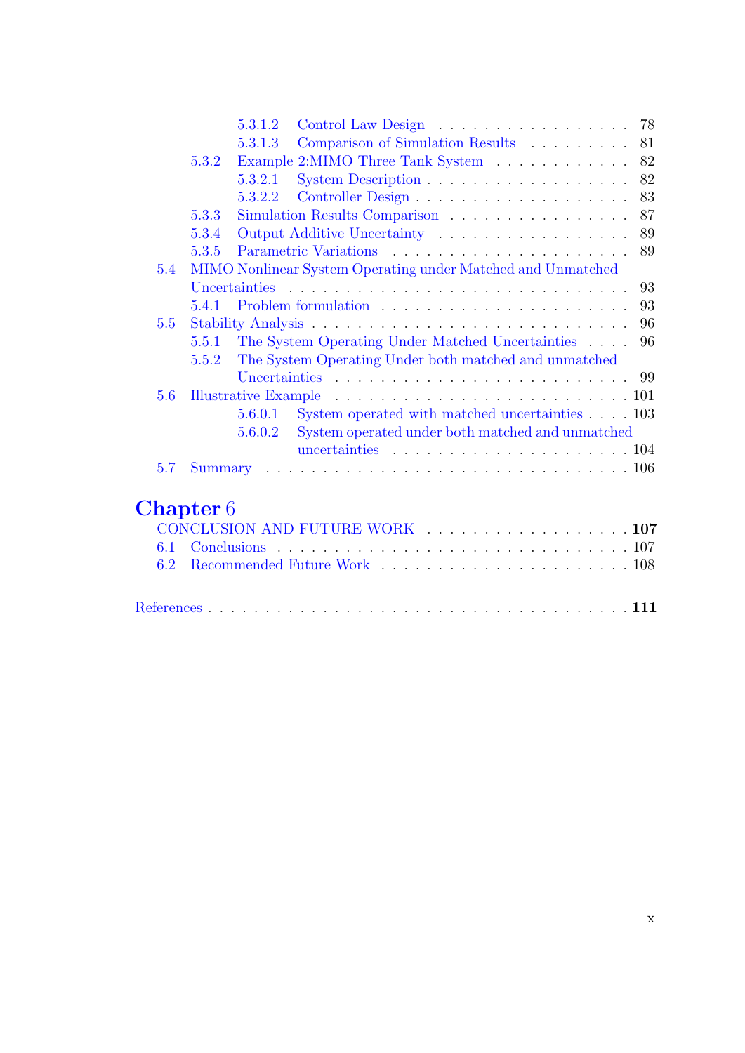5.3.1.2 Control Law Design . . . . . . . . . . . . . . . . . 78
5.3.1.3 Comparison of Simulation Results . . . . . . . . . 81
5.3.2 Example 2:MIMO Three Tank System . . . . . . . . . . . . 82
5.3.2.1 System Description . . . . . . . . . . . . . . . . . 82
5.3.2.2 Controller Design . . . . . . . . . . . . . . . . . 83
5.3.3 Simulation Results Comparison . . . . . . . . . . . . . . . 87
5.3.4 Output Additive Uncertainty . . . . . . . . . . . . . . . . 89
5.3.5 Parametric Variations . . . . . . . . . . . . . . . . . . . . 89
5.4 MIMO Nonlinear System Operating under Matched and Unmatched Uncertainties . . . . . . . . . . . . . . . . . . . . . . . . . . 93
5.4.1 Problem formulation . . . . . . . . . . . . . . . . . . . . . 93
5.5 Stability Analysis . . . . . . . . . . . . . . . . . . . . . . . . . . 96
5.5.1 The System Operating Under Matched Uncertainties . . . . 96
5.5.2 The System Operating Under both matched and unmatched Uncertainties . . . . . . . . . . . . . . . . . . . . . . . . . 99
5.6 Illustrative Example . . . . . . . . . . . . . . . . . . . . . . . . 101
5.6.0.1 System operated with matched uncertainties . . . . 103
5.6.0.2 System operated under both matched and unmatched uncertainties . . . . . . . . . . . . . . . . . . . . . 104
5.7 Summary . . . . . . . . . . . . . . . . . . . . . . . . . . . . . . 106

## Chapter 6

CONCLUSION AND FUTURE WORK . . . . . . . . . . . . . . . . . **107**
6.1 Conclusions . . . . . . . . . . . . . . . . . . . . . . . . . . . . 107
6.2 Recommended Future Work . . . . . . . . . . . . . . . . . . . . 108

References . . . . . . . . . . . . . . . . . . . . . . . . . . . . . . . **111**